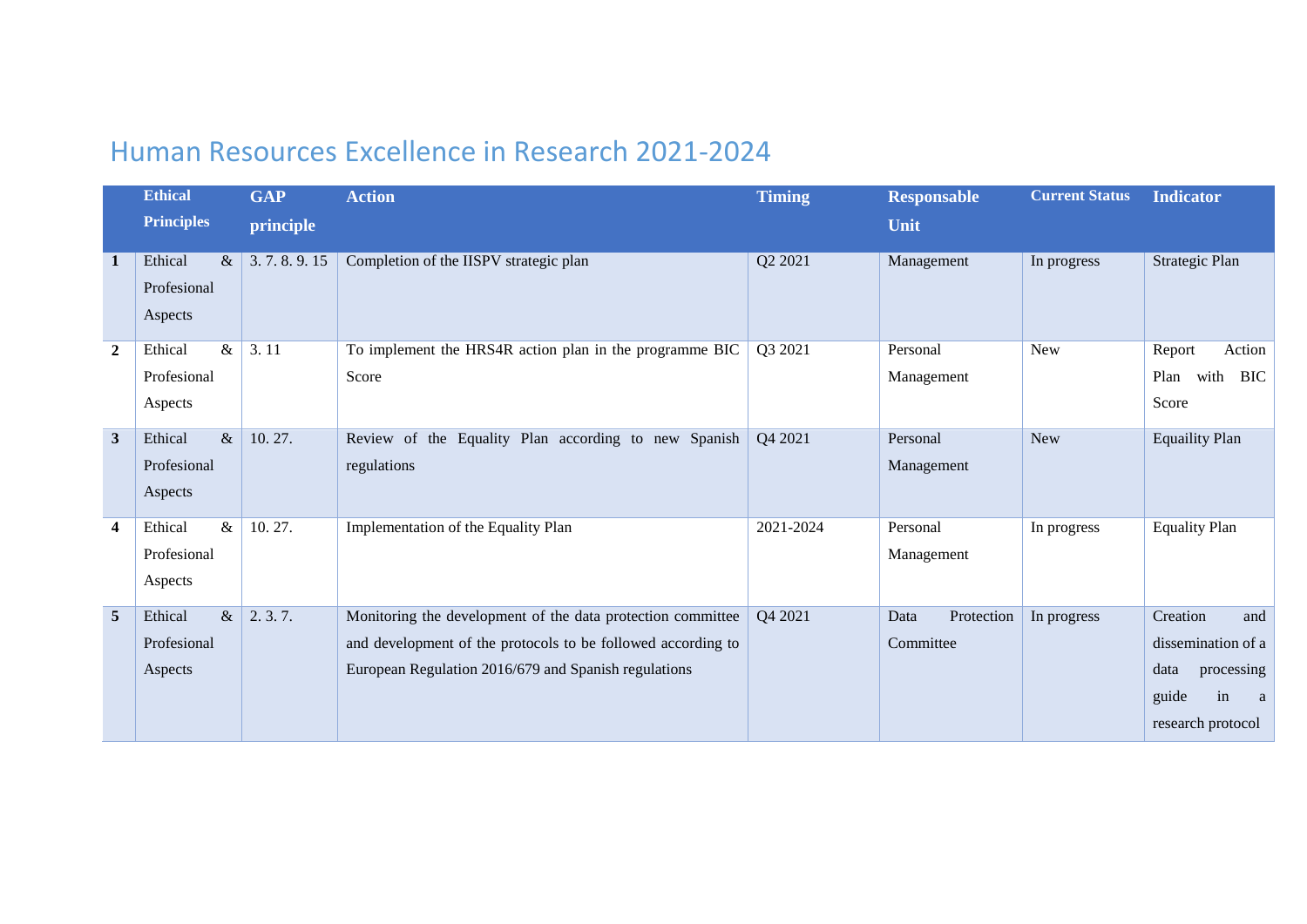# Human Resources Excellence in Research 2021-2024

| | Ethical Principles | GAP principle | Action | Timing | Responsable Unit | Current Status | Indicator |
|---|---|---|---|---|---|---|---|
| **1** | Ethical & Profesional Aspects | 3. 7. 8. 9. 15 | Completion of the IISPV strategic plan | Q2 2021 | Management | In progress | Strategic Plan |
| **2** | Ethical & Profesional Aspects | 3. 11 | To implement the HRS4R action plan in the programme BIC Score | Q3 2021 | Personal Management | New | Report Action Plan with BIC Score |
| **3** | Ethical & Profesional Aspects | 10. 27. | Review of the Equality Plan according to new Spanish regulations | Q4 2021 | Personal Management | New | Equaility Plan |
| **4** | Ethical & Profesional Aspects | 10. 27. | Implementation of the Equality Plan | 2021-2024 | Personal Management | In progress | Equality Plan |
| **5** | Ethical & Profesional Aspects | 2. 3. 7. | Monitoring the development of the data protection committee and development of the protocols to be followed according to European Regulation 2016/679 and Spanish regulations | Q4 2021 | Data Protection Committee | In progress | Creation and dissemination of a data processing guide in a research protocol |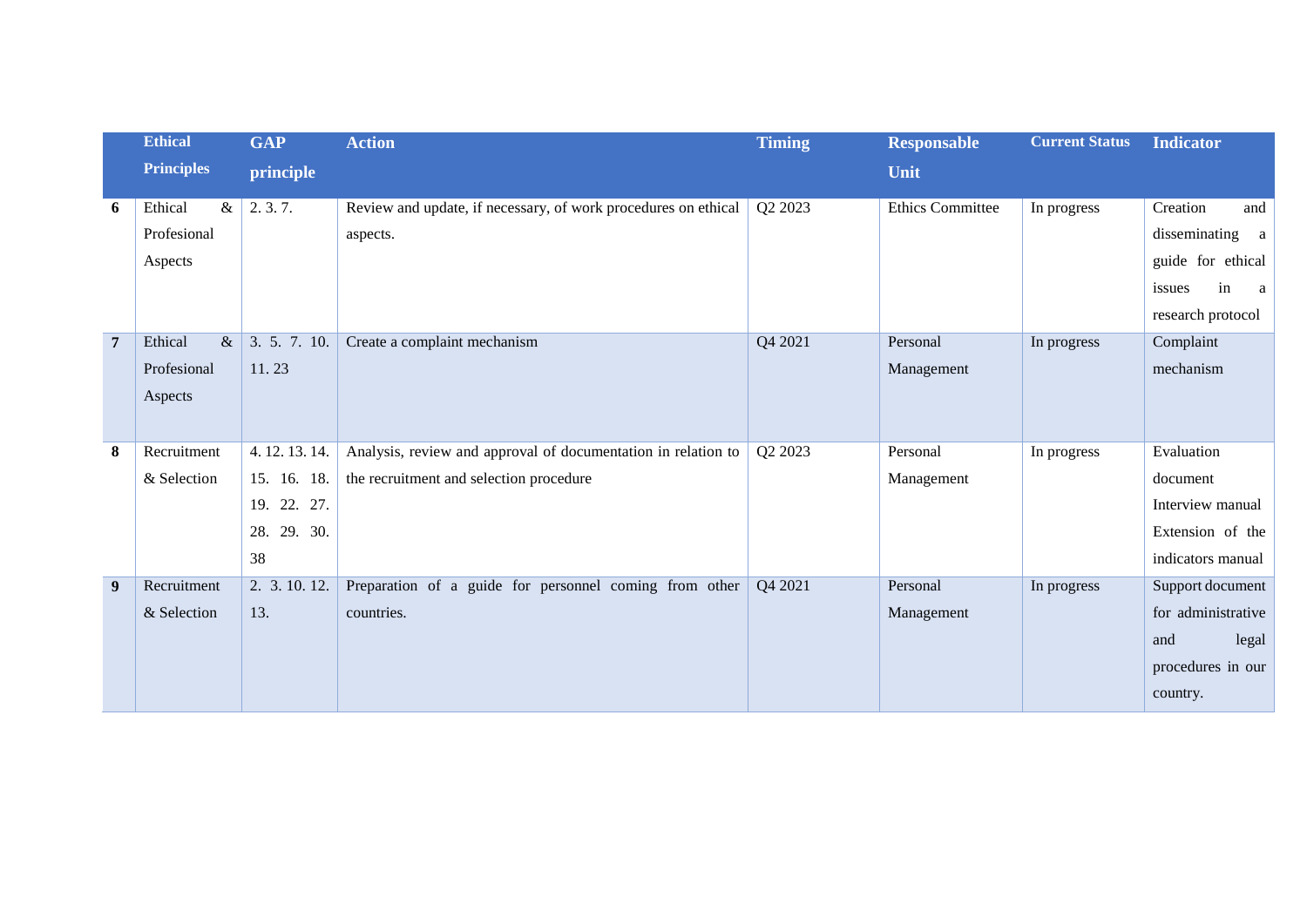| | Ethical Principles | GAP principle | Action | Timing | Responsable Unit | Current Status | Indicator |
|---|---|---|---|---|---|---|---|
| **6** | Ethical & Profesional Aspects | 2. 3. 7. | Review and update, if necessary, of work procedures on ethical aspects. | Q2 2023 | Ethics Committee | In progress | Creation and disseminating a guide for ethical issues in a research protocol |
| **7** | Ethical & Profesional Aspects | 3. 5. 7. 10. 11. 23 | Create a complaint mechanism | Q4 2021 | Personal Management | In progress | Complaint mechanism |
| **8** | Recruitment & Selection | 4. 12. 13. 14. 15. 16. 18. 19. 22. 27. 28. 29. 30. 38 | Analysis, review and approval of documentation in relation to the recruitment and selection procedure | Q2 2023 | Personal Management | In progress | Evaluation document Interview manual Extension of the indicators manual |
| **9** | Recruitment & Selection | 2. 3. 10. 12. 13. | Preparation of a guide for personnel coming from other countries. | Q4 2021 | Personal Management | In progress | Support document for administrative and legal procedures in our country. |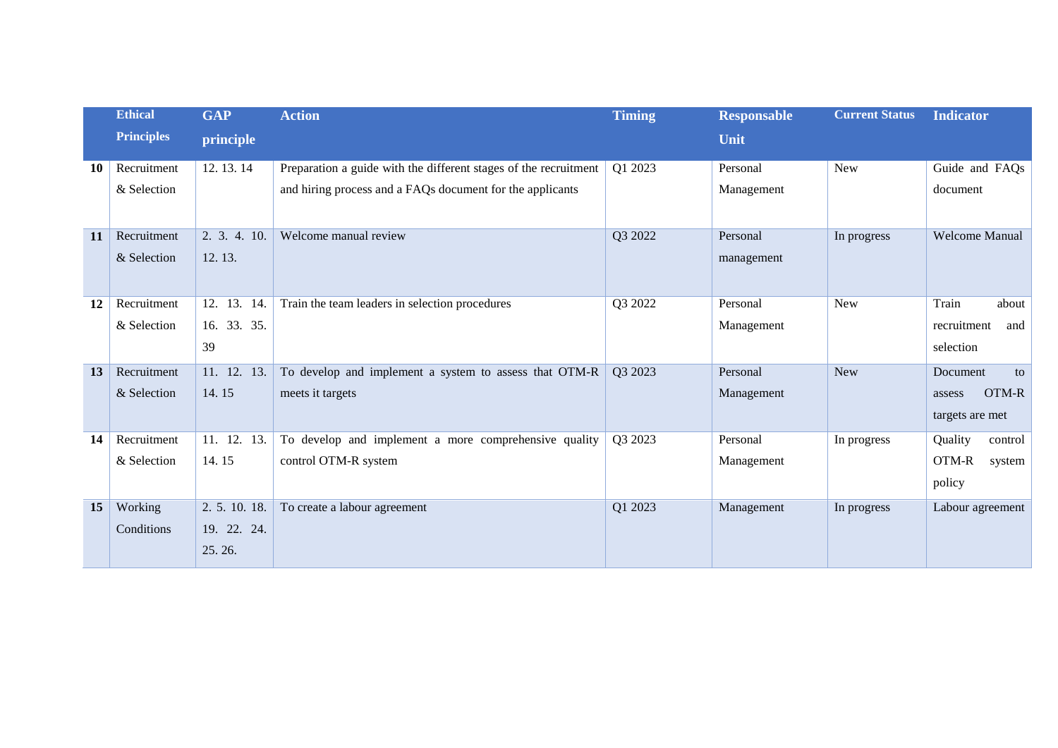| | Ethical Principles | GAP principle | Action | Timing | Responsable Unit | Current Status | Indicator |
|---|---|---|---|---|---|---|---|
| **10** | Recruitment & Selection | 12. 13. 14 | Preparation a guide with the different stages of the recruitment and hiring process and a FAQs document for the applicants | Q1 2023 | Personal Management | New | Guide and FAQs document |
| **11** | Recruitment & Selection | 2. 3. 4. 10. 12. 13. | Welcome manual review | Q3 2022 | Personal management | In progress | Welcome Manual |
| **12** | Recruitment & Selection | 12. 13. 14. 16. 33. 35. 39 | Train the team leaders in selection procedures | Q3 2022 | Personal Management | New | Train about recruitment and selection |
| **13** | Recruitment & Selection | 11. 12. 13. 14. 15 | To develop and implement a system to assess that OTM-R meets it targets | Q3 2023 | Personal Management | New | Document to assess OTM-R targets are met |
| **14** | Recruitment & Selection | 11. 12. 13. 14. 15 | To develop and implement a more comprehensive quality control OTM-R system | Q3 2023 | Personal Management | In progress | Quality control OTM-R system policy |
| **15** | Working Conditions | 2. 5. 10. 18. 19. 22. 24. 25. 26. | To create a labour agreement | Q1 2023 | Management | In progress | Labour agreement |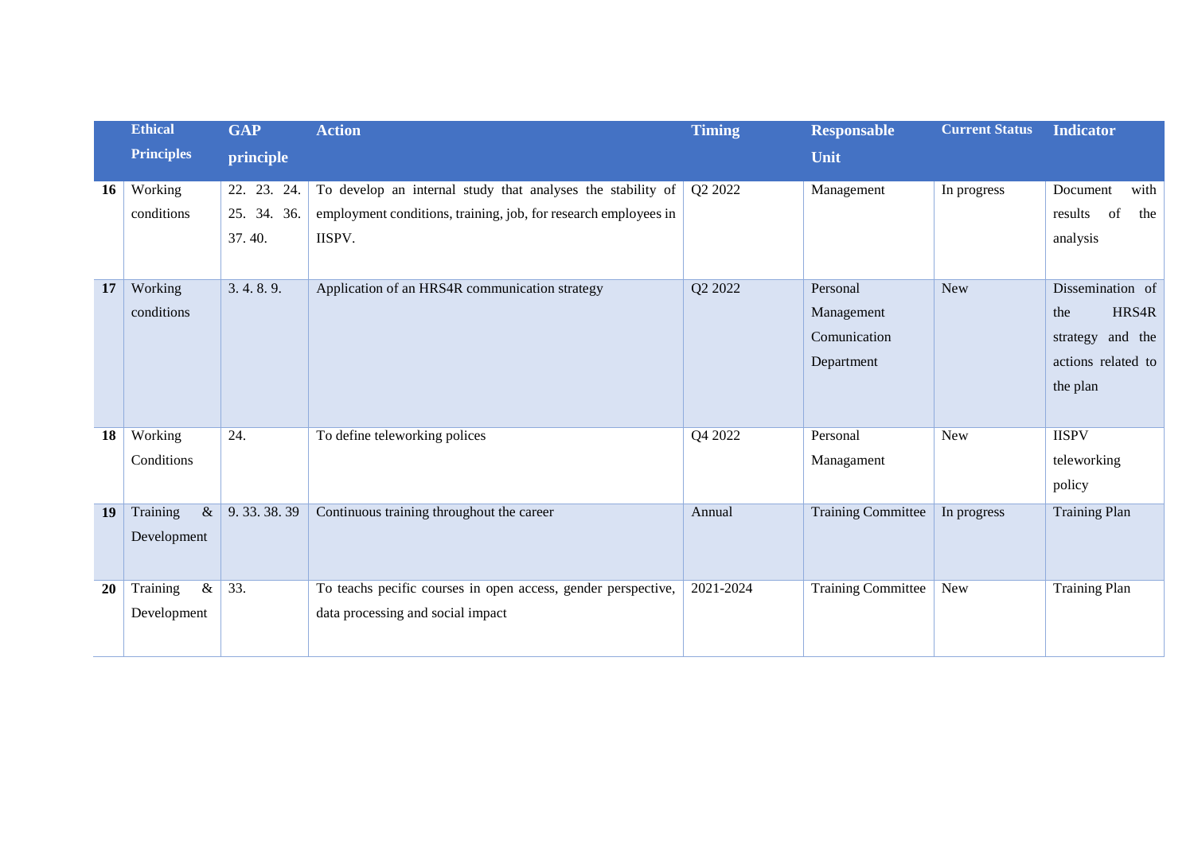| | Ethical Principles | GAP principle | Action | Timing | Responsable Unit | Current Status | Indicator |
|---|---|---|---|---|---|---|---|
| **16** | Working conditions | 22. 23. 24. 25. 34. 36. 37. 40. | To develop an internal study that analyses the stability of employment conditions, training, job, for research employees in IISPV. | Q2 2022 | Management | In progress | Document with results of the analysis |
| **17** | Working conditions | 3. 4. 8. 9. | Application of an HRS4R communication strategy | Q2 2022 | Personal Management Comunication Department | New | Dissemination of the HRS4R strategy and the actions related to the plan |
| **18** | Working Conditions | 24. | To define teleworking polices | Q4 2022 | Personal Managament | New | IISPV teleworking policy |
| **19** | Training & Development | 9. 33. 38. 39 | Continuous training throughout the career | Annual | Training Committee | In progress | Training Plan |
| **20** | Training & Development | 33. | To teachs pecific courses in open access, gender perspective, data processing and social impact | 2021-2024 | Training Committee | New | Training Plan |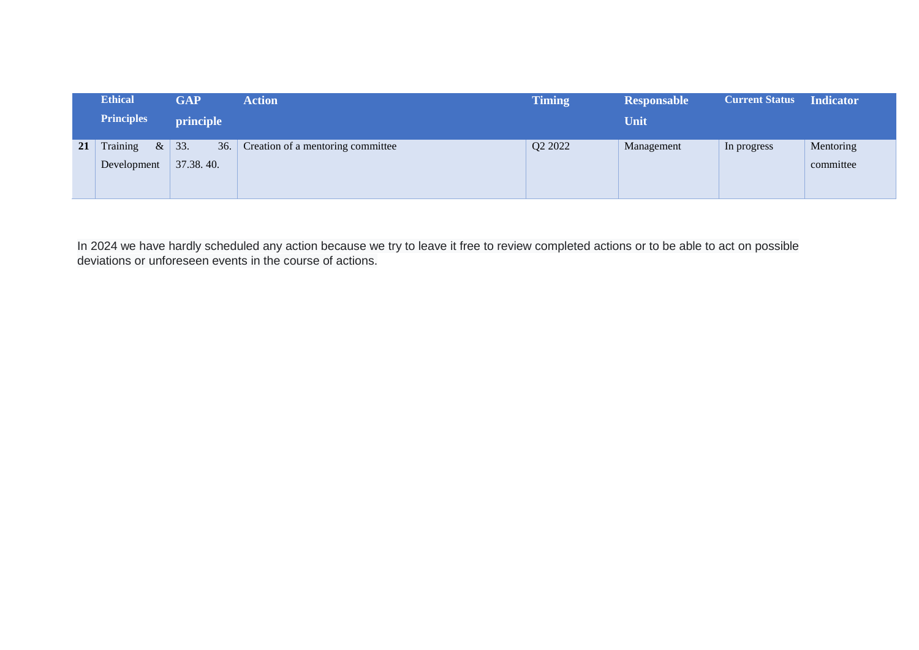| | Ethical Principles | GAP principle | Action | Timing | Responsable Unit | Current Status | Indicator |
|---|---|---|---|---|---|---|---|
| **21** | Training & Development | 33. 36. 37.38. 40. | Creation of a mentoring committee | Q2 2022 | Management | In progress | Mentoring committee |

In 2024 we have hardly scheduled any action because we try to leave it free to review completed actions or to be able to act on possible deviations or unforeseen events in the course of actions.